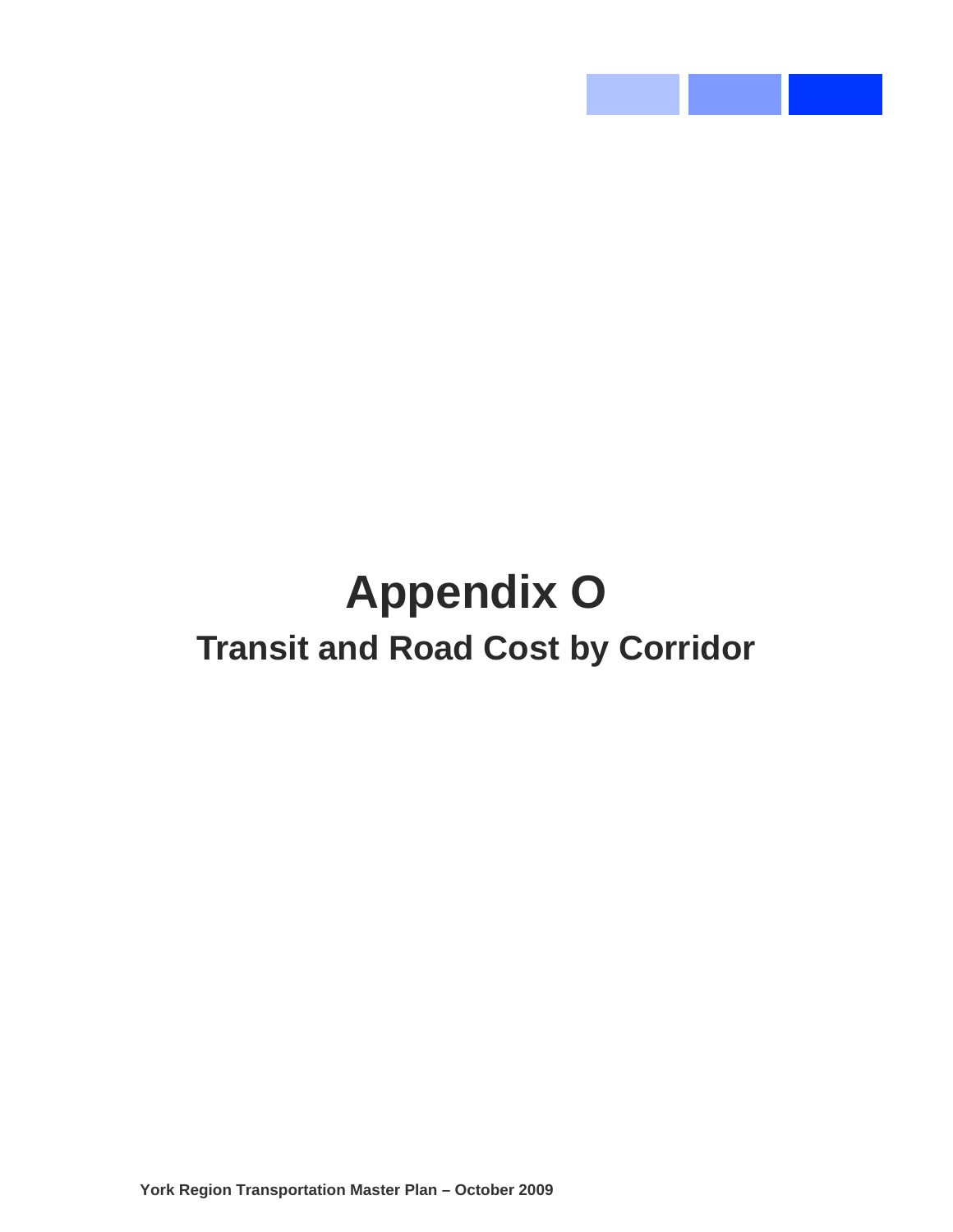# Appendix O

## Transit and Road Cost by Corridor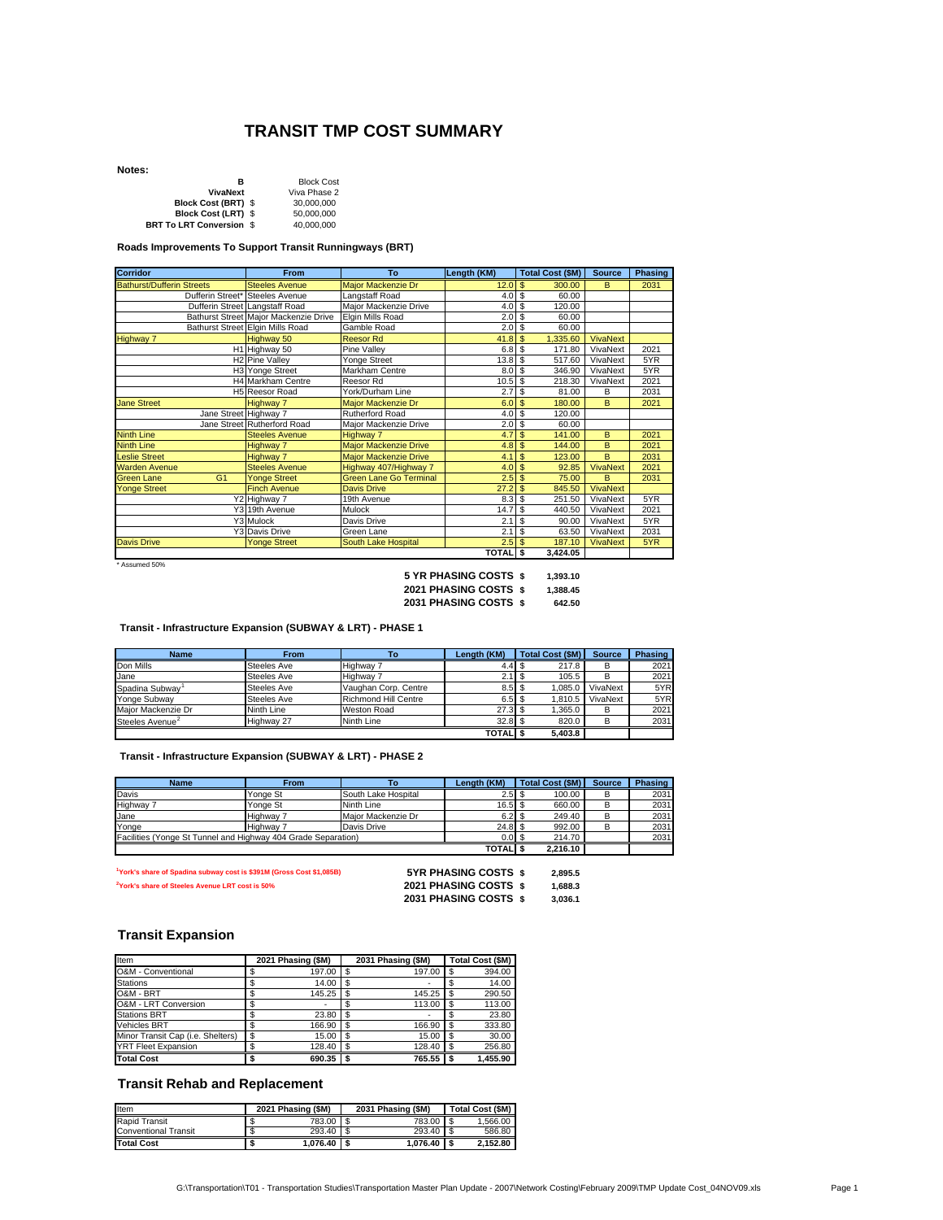# TRANSIT TMP COST SUMMARY

**Notes:**

| | |
|---|---|
| **B** | Block Cost |
| **VivaNext** | Viva Phase 2 |
| **Block Cost (BRT)** $ | 30,000,000 |
| **Block Cost (LRT)** $ | 50,000,000 |
| **BRT To LRT Conversion** $ | 40,000,000 |

**Roads Improvements To Support Transit Runningways (BRT)**

| Corridor | | From | To | Length (KM) | Total Cost ($M) | Source | Phasing |
|---|---|---|---|---|---|---|---|
| Bathurst/Dufferin Streets | | Steeles Avenue | Major Mackenzie Dr | 12.0 | $ 300.00 | B | 2031 |
| | Dufferin Street* | Steeles Avenue | Langstaff Road | 4.0 | $ 60.00 | | |
| | Dufferin Street | Langstaff Road | Major Mackenzie Drive | 4.0 | $ 120.00 | | |
| | Bathurst Street | Major Mackenzie Drive | Elgin Mills Road | 2.0 | $ 60.00 | | |
| | Bathurst Street | Elgin Mills Road | Gamble Road | 2.0 | $ 60.00 | | |
| Highway 7 | | Highway 50 | Reesor Rd | 41.8 | $ 1,335.60 | VivaNext | |
| | H1 | Highway 50 | Pine Valley | 6.8 | $ 171.80 | VivaNext | 2021 |
| | H2 | Pine Valley | Yonge Street | 13.8 | $ 517.60 | VivaNext | 5YR |
| | H3 | Yonge Street | Markham Centre | 8.0 | $ 346.90 | VivaNext | 5YR |
| | H4 | Markham Centre | Reesor Rd | 10.5 | $ 218.30 | VivaNext | 2021 |
| | H5 | Reesor Road | York/Durham Line | 2.7 | $ 81.00 | B | 2031 |
| Jane Street | | Highway 7 | Major Mackenzie Dr | 6.0 | $ 180.00 | B | 2021 |
| | Jane Street | Highway 7 | Rutherford Road | 4.0 | $ 120.00 | | |
| | Jane Street | Rutherford Road | Major Mackenzie Drive | 2.0 | $ 60.00 | | |
| Ninth Line | | Steeles Avenue | Highway 7 | 4.7 | $ 141.00 | B | 2021 |
| Ninth Line | | Highway 7 | Major Mackenzie Drive | 4.8 | $ 144.00 | B | 2021 |
| Leslie Street | | Highway 7 | Major Mackenzie Drive | 4.1 | $ 123.00 | B | 2031 |
| Warden Avenue | | Steeles Avenue | Highway 407/Highway 7 | 4.0 | $ 92.85 | VivaNext | 2021 |
| Green Lane | G1 | Yonge Street | Green Lane Go Terminal | 2.5 | $ 75.00 | B | 2031 |
| Yonge Street | | Finch Avenue | Davis Drive | 27.2 | $ 845.50 | VivaNext | |
| | Y2 | Highway 7 | 19th Avenue | 8.3 | $ 251.50 | VivaNext | 5YR |
| | Y3 | 19th Avenue | Mulock | 14.7 | $ 440.50 | VivaNext | 2021 |
| | Y3 | Mulock | Davis Drive | 2.1 | $ 90.00 | VivaNext | 5YR |
| | Y3 | Davis Drive | Green Lane | 2.1 | $ 63.50 | VivaNext | 2031 |
| Davis Drive | | Yonge Street | South Lake Hospital | 2.5 | $ 187.10 | VivaNext | 5YR |
| | | | | **TOTAL** | **$ 3,424.05** | | |

\* Assumed 50%

**5 YR PHASING COSTS $** 1,393.10
**2021 PHASING COSTS $** 1,388.45
**2031 PHASING COSTS $** 642.50

**Transit - Infrastructure Expansion (SUBWAY & LRT) - PHASE 1**

| Name | From | To | Length (KM) | Total Cost ($M) | Source | Phasing |
|---|---|---|---|---|---|---|
| Don Mills | Steeles Ave | Highway 7 | 4.4 | $ 217.8 | B | 2021 |
| Jane | Steeles Ave | Highway 7 | 2.1 | $ 105.5 | B | 2021 |
| Spadina Subway[1] | Steeles Ave | Vaughan Corp. Centre | 8.5 | $ 1,085.0 | VivaNext | 5YR |
| Yonge Subway | Steeles Ave | Richmond Hill Centre | 6.5 | $ 1,810.5 | VivaNext | 5YR |
| Major Mackenzie Dr | Ninth Line | Weston Road | 27.3 | $ 1,365.0 | B | 2021 |
| Steeles Avenue[2] | Highway 27 | Ninth Line | 32.8 | $ 820.0 | B | 2031 |
| | | | **TOTAL** | **$ 5,403.8** | | |

**Transit - Infrastructure Expansion (SUBWAY & LRT) - PHASE 2**

| Name | From | To | Length (KM) | Total Cost ($M) | Source | Phasing |
|---|---|---|---|---|---|---|
| Davis | Yonge St | South Lake Hospital | 2.5 | $ 100.00 | B | 2031 |
| Highway 7 | Yonge St | Ninth Line | 16.5 | $ 660.00 | B | 2031 |
| Jane | Highway 7 | Major Mackenzie Dr | 6.2 | $ 249.40 | B | 2031 |
| Yonge | Highway 7 | Davis Drive | 24.8 | $ 992.00 | B | 2031 |
| Facilities (Yonge St Tunnel and Highway 404 Grade Separation) | | | 0.0 | $ 214.70 | | 2031 |
| | | | **TOTAL** | **$ 2,216.10** | | |

[1]York's share of Spadina subway cost is $391M (Gross Cost $1,085B)
[2]York's share of Steeles Avenue LRT cost is 50%

**5YR PHASING COSTS $** 2,895.5
**2021 PHASING COSTS $** 1,688.3
**2031 PHASING COSTS $** 3,036.1

## Transit Expansion

| Item | 2021 Phasing ($M) | 2031 Phasing ($M) | Total Cost ($M) |
|---|---|---|---|
| O&M - Conventional | $ 197.00 | $ 197.00 | $ 394.00 |
| Stations | $ 14.00 | $ - | $ 14.00 |
| O&M - BRT | $ 145.25 | $ 145.25 | $ 290.50 |
| O&M - LRT Conversion | $ - | $ 113.00 | $ 113.00 |
| Stations BRT | $ 23.80 | $ - | $ 23.80 |
| Vehicles BRT | $ 166.90 | $ 166.90 | $ 333.80 |
| Minor Transit Cap (i.e. Shelters) | $ 15.00 | $ 15.00 | $ 30.00 |
| YRT Fleet Expansion | $ 128.40 | $ 128.40 | $ 256.80 |
| **Total Cost** | **$ 690.35** | **$ 765.55** | **$ 1,455.90** |

## Transit Rehab and Replacement

| Item | 2021 Phasing ($M) | 2031 Phasing ($M) | Total Cost ($M) |
|---|---|---|---|
| Rapid Transit | $ 783.00 | $ 783.00 | $ 1,566.00 |
| Conventional Transit | $ 293.40 | $ 293.40 | $ 586.80 |
| **Total Cost** | **$ 1,076.40** | **$ 1,076.40** | **$ 2,152.80** |

G:\Transportation\T01 - Transportation Studies\Transportation Master Plan Update - 2007\Network Costing\February 2009\TMP Update Cost_04NOV09.xls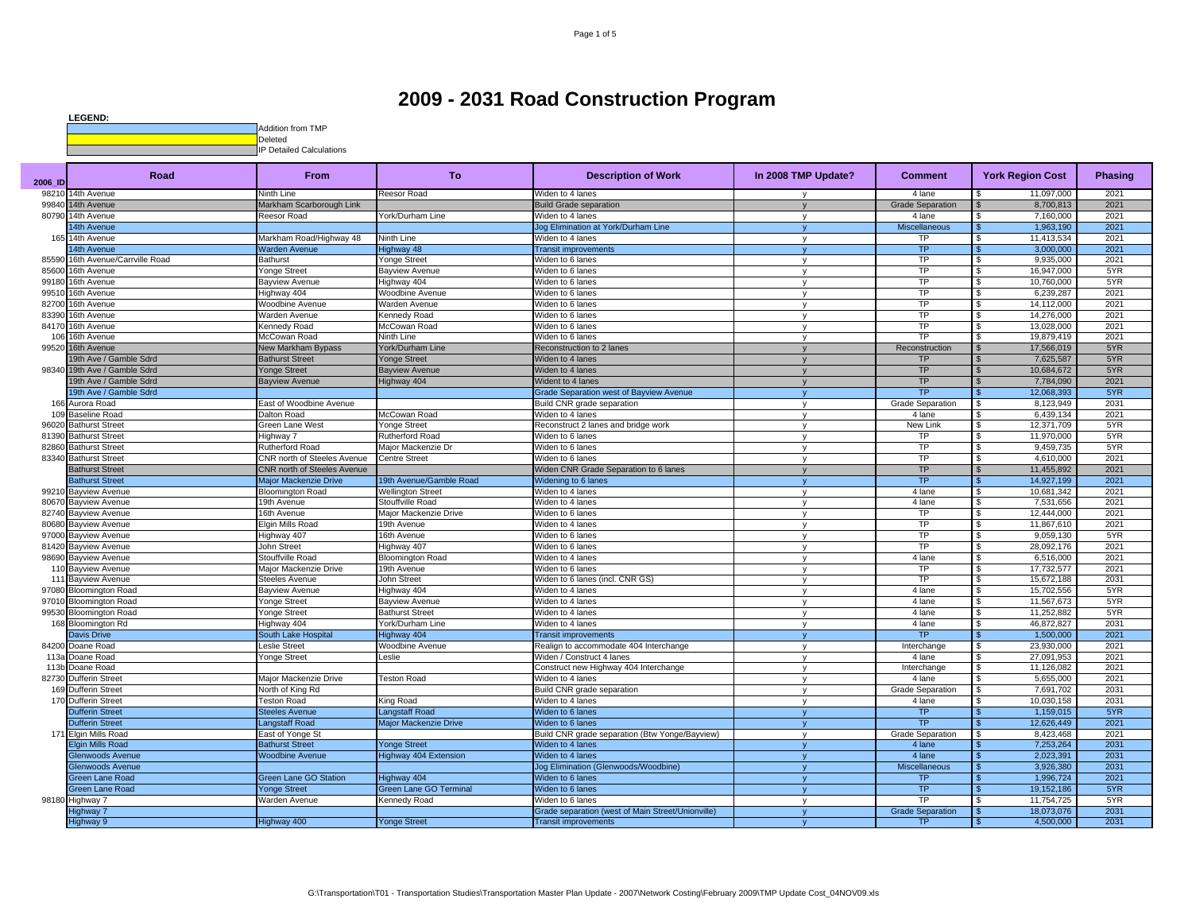# 2009 - 2031 Road Construction Program

**LEGEND:**

- Addition from TMP
- Deleted
- IP Detailed Calculations

| 2006_ID | Road | From | To | Description of Work | In 2008 TMP Update? | Comment | York Region Cost | Phasing |
|---|---|---|---|---|---|---|---|---|
| 98210 | 14th Avenue | Ninth Line | Reesor Road | Widen to 4 lanes | y | 4 lane | $ 11,097,000 | 2021 |
| 99840 | 14th Avenue | Markham Scarborough Link | | Build Grade separation | y | Grade Separation | $ 8,700,813 | 2021 |
| 80790 | 14th Avenue | Reesor Road | York/Durham Line | Widen to 4 lanes | y | 4 lane | $ 7,160,000 | 2021 |
| | 14th Avenue | | | Jog Elimination at York/Durham Line | y | Miscellaneous | $ 1,963,190 | 2021 |
| 165 | 14th Avenue | Markham Road/Highway 48 | Ninth Line | Widen to 4 lanes | y | TP | $ 11,413,534 | 2021 |
| | 14th Avenue | Warden Avenue | Highway 48 | Transit improvements | y | TP | $ 3,000,000 | 2021 |
| 85590 | 16th Avenue/Carrville Road | Bathurst | Yonge Street | Widen to 6 lanes | y | TP | $ 9,935,000 | 2021 |
| 85600 | 16th Avenue | Yonge Street | Bayview Avenue | Widen to 6 lanes | y | TP | $ 16,947,000 | 5YR |
| 99180 | 16th Avenue | Bayview Avenue | Highway 404 | Widen to 6 lanes | y | TP | $ 10,760,000 | 5YR |
| 99510 | 16th Avenue | Highway 404 | Woodbine Avenue | Widen to 6 lanes | y | TP | $ 6,239,287 | 2021 |
| 82700 | 16th Avenue | Woodbine Avenue | Warden Avenue | Widen to 6 lanes | y | TP | $ 14,112,000 | 2021 |
| 83390 | 16th Avenue | Warden Avenue | Kennedy Road | Widen to 6 lanes | y | TP | $ 14,276,000 | 2021 |
| 84170 | 16th Avenue | Kennedy Road | McCowan Road | Widen to 6 lanes | y | TP | $ 13,028,000 | 2021 |
| 106 | 16th Avenue | McCowan Road | Ninth Line | Widen to 6 lanes | y | TP | $ 19,879,419 | 2021 |
| 99520 | 16th Avenue | New Markham Bypass | York/Durham Line | Reconstruction to 2 lanes | y | Reconstruction | $ 17,566,019 | 5YR |
| | 19th Ave / Gamble Sdrd | Bathurst Street | Yonge Street | Widen to 4 lanes | y | TP | $ 7,625,587 | 5YR |
| 98340 | 19th Ave / Gamble Sdrd | Yonge Street | Bayview Avenue | Widen to 4 lanes | y | TP | $ 10,684,672 | 5YR |
| | 19th Ave / Gamble Sdrd | Bayview Avenue | Highway 404 | Wident to 4 lanes | y | TP | $ 7,784,090 | 2021 |
| | 19th Ave / Gamble Sdrd | | | Grade Separation west of Bayview Avenue | y | TP | $ 12,068,393 | 5YR |
| 166 | Aurora Road | East of Woodbine Avenue | | Build CNR grade separation | y | Grade Separation | $ 8,123,949 | 2031 |
| 109 | Baseline Road | Dalton Road | McCowan Road | Widen to 4 lanes | y | 4 lane | $ 6,439,134 | 2021 |
| 96020 | Bathurst Street | Green Lane West | Yonge Street | Reconstruct 2 lanes and bridge work | y | New Link | $ 12,371,709 | 5YR |
| 81390 | Bathurst Street | Highway 7 | Rutherford Road | Widen to 6 lanes | y | TP | $ 11,970,000 | 5YR |
| 82860 | Bathurst Street | Rutherford Road | Major Mackenzie Dr | Widen to 6 lanes | y | TP | $ 9,459,735 | 5YR |
| 83340 | Bathurst Street | CNR north of Steeles Avenue | Centre Street | Widen to 6 lanes | y | TP | $ 4,610,000 | 2021 |
| | Bathurst Street | CNR north of Steeles Avenue | | Widen CNR Grade Separation to 6 lanes | y | TP | $ 11,455,892 | 2021 |
| | Bathurst Street | Major Mackenzie Drive | 19th Avenue/Gamble Road | Widening to 6 lanes | y | TP | $ 14,927,199 | 2021 |
| 99210 | Bayview Avenue | Bloomington Road | Wellington Street | Widen to 4 lanes | y | 4 lane | $ 10,681,342 | 2021 |
| 80670 | Bayview Avenue | 19th Avenue | Stouffville Road | Widen to 4 lanes | y | 4 lane | $ 7,531,656 | 2021 |
| 82740 | Bayview Avenue | 16th Avenue | Major Mackenzie Drive | Widen to 6 lanes | y | TP | $ 12,444,000 | 2021 |
| 80680 | Bayview Avenue | Elgin Mills Road | 19th Avenue | Widen to 4 lanes | y | TP | $ 11,867,610 | 2021 |
| 97000 | Bayview Avenue | Highway 407 | 16th Avenue | Widen to 6 lanes | y | TP | $ 9,059,130 | 5YR |
| 81420 | Bayview Avenue | John Street | Highway 407 | Widen to 6 lanes | y | TP | $ 28,092,176 | 2021 |
| 98690 | Bayview Avenue | Stouffville Road | Bloomington Road | Widen to 4 lanes | y | 4 lane | $ 6,516,000 | 2021 |
| 110 | Bayview Avenue | Major Mackenzie Drive | 19th Avenue | Widen to 6 lanes | y | TP | $ 17,732,577 | 2021 |
| 111 | Bayview Avenue | Steeles Avenue | John Street | Widen to 6 lanes (incl. CNR GS) | y | TP | $ 15,672,188 | 2031 |
| 97080 | Bloomington Road | Bayview Avenue | Highway 404 | Widen to 4 lanes | y | 4 lane | $ 15,702,556 | 5YR |
| 97010 | Bloomington Road | Yonge Street | Bayview Avenue | Widen to 4 lanes | y | 4 lane | $ 11,567,673 | 5YR |
| 99530 | Bloomington Road | Yonge Street | Bathurst Street | Widen to 4 lanes | y | 4 lane | $ 11,252,882 | 5YR |
| 168 | Bloomington Rd | Highway 404 | York/Durham Line | Widen to 4 lanes | y | 4 lane | $ 46,872,827 | 2031 |
| | Davis Drive | South Lake Hospital | Highway 404 | Transit improvements | y | TP | $ 1,500,000 | 2021 |
| 84200 | Doane Road | Leslie Street | Woodbine Avenue | Realign to accommodate 404 Interchange | y | Interchange | $ 23,930,000 | 2021 |
| 113a | Doane Road | Yonge Street | Leslie | Widen / Construct 4 lanes | y | 4 lane | $ 27,091,953 | 2021 |
| 113b | Doane Road | | | Construct new Highway 404 Interchange | y | Interchange | $ 11,126,082 | 2021 |
| 82730 | Dufferin Street | Major Mackenzie Drive | Teston Road | Widen to 4 lanes | y | 4 lane | $ 5,655,000 | 2021 |
| 169 | Dufferin Street | North of King Rd | | Build CNR grade separation | y | Grade Separation | $ 7,691,702 | 2031 |
| 170 | Dufferin Street | Teston Road | King Road | Widen to 4 lanes | y | 4 lane | $ 10,030,158 | 2031 |
| | Dufferin Street | Steeles Avenue | Langstaff Road | Widen to 6 lanes | y | TP | $ 1,159,015 | 5YR |
| | Dufferin Street | Langstaff Road | Major Mackenzie Drive | Widen to 6 lanes | y | TP | $ 12,626,449 | 2021 |
| 171 | Elgin Mills Road | East of Yonge St | | Build CNR grade separation (Btw Yonge/Bayview) | y | Grade Separation | $ 8,423,468 | 2021 |
| | Elgin Mills Road | Bathurst Street | Yonge Street | Widen to 4 lanes | y | 4 lane | $ 7,253,264 | 2031 |
| | Glenwoods Avenue | Woodbine Avenue | Highway 404 Extension | Widen to 4 lanes | y | 4 lane | $ 2,023,391 | 2031 |
| | Glenwoods Avenue | | | Jog Elimination (Glenwoods/Woodbine) | y | Miscellaneous | $ 3,926,380 | 2031 |
| | Green Lane Road | Green Lane GO Station | Highway 404 | Widen to 6 lanes | y | TP | $ 1,996,724 | 2021 |
| | Green Lane Road | Yonge Street | Green Lane GO Terminal | Widen to 6 lanes | y | TP | $ 19,152,186 | 5YR |
| 98180 | Highway 7 | Warden Avenue | Kennedy Road | Widen to 6 lanes | y | TP | $ 11,754,725 | 5YR |
| | Highway 7 | | | Grade separation (west of Main Street/Unionville) | y | Grade Separation | $ 18,073,076 | 2031 |
| | Highway 9 | Highway 400 | Yonge Street | Transit improvements | y | TP | $ 4,500,000 | 2031 |

G:\Transportation\T01 - Transportation Studies\Transportation Master Plan Update - 2007\Network Costing\February 2009\TMP Update Cost_04NOV09.xls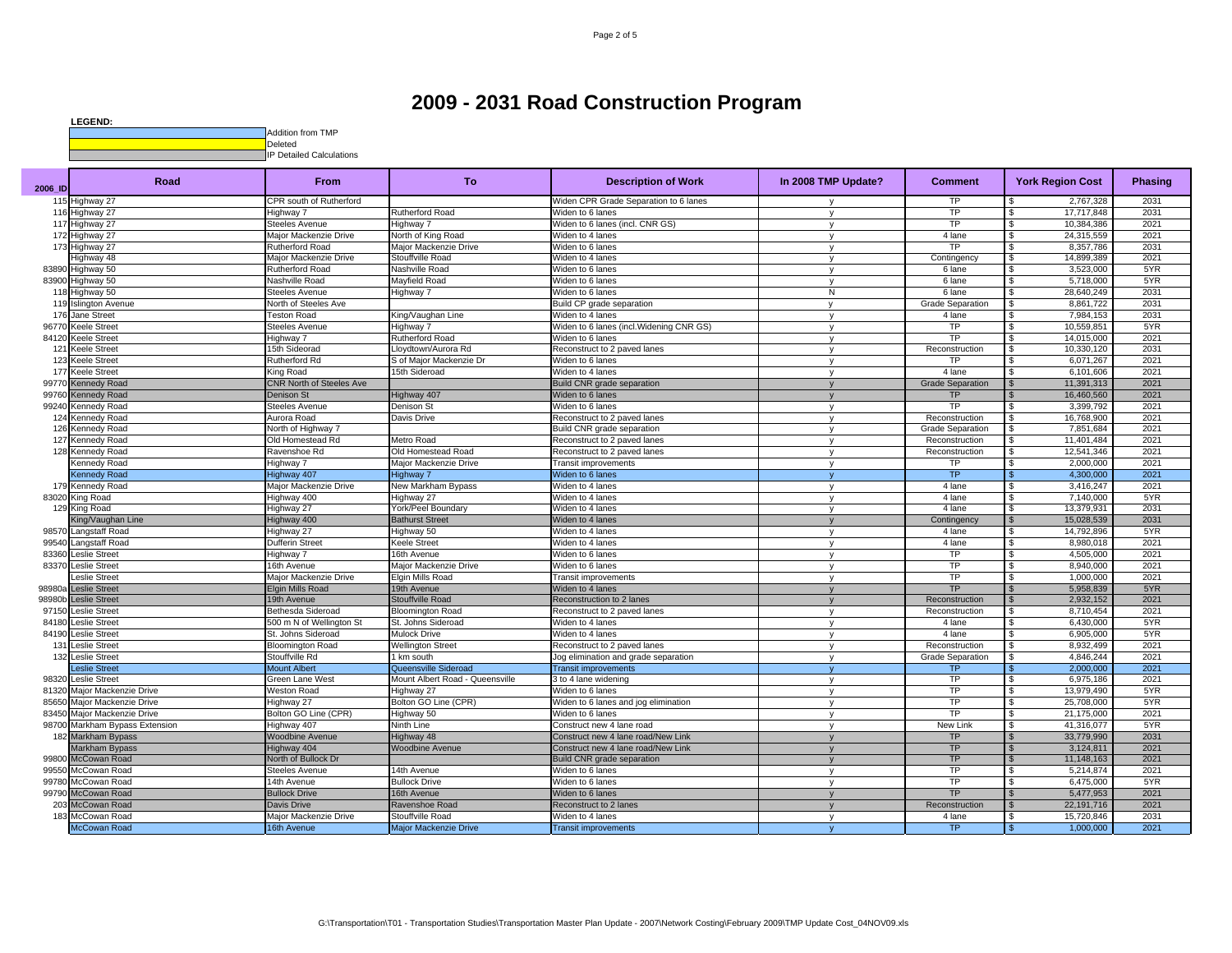# 2009 - 2031 Road Construction Program

**LEGEND:**

- Addition from TMP
- Deleted
- IP Detailed Calculations

| 2006_ID | Road | From | To | Description of Work | In 2008 TMP Update? | Comment | York Region Cost | Phasing |
|---|---|---|---|---|---|---|---|---|
| 115 | Highway 27 | CPR south of Rutherford | | Widen CPR Grade Separation to 6 lanes | y | TP | $ 2,767,328 | 2031 |
| 116 | Highway 27 | Highway 7 | Rutherford Road | Widen to 6 lanes | y | TP | $ 17,717,848 | 2031 |
| 117 | Highway 27 | Steeles Avenue | Highway 7 | Widen to 6 lanes (incl. CNR GS) | y | TP | $ 10,384,386 | 2021 |
| 172 | Highway 27 | Major Mackenzie Drive | North of King Road | Widen to 4 lanes | y | 4 lane | $ 24,315,559 | 2021 |
| 173 | Highway 27 | Rutherford Road | Major Mackenzie Drive | Widen to 6 lanes | y | TP | $ 8,357,786 | 2031 |
| | Highway 48 | Major Mackenzie Drive | Stouffville Road | Widen to 4 lanes | y | Contingency | $ 14,899,389 | 2021 |
| 83890 | Highway 50 | Rutherford Road | Nashville Road | Widen to 6 lanes | y | 6 lane | $ 3,523,000 | 5YR |
| 83900 | Highway 50 | Nashville Road | Mayfield Road | Widen to 6 lanes | y | 6 lane | $ 5,718,000 | 5YR |
| 118 | Highway 50 | Steeles Avenue | Highway 7 | Widen to 6 lanes | N | 6 lane | $ 28,640,249 | 2031 |
| 119 | Islington Avenue | North of Steeles Ave | | Build CP grade separation | y | Grade Separation | $ 8,861,722 | 2031 |
| 176 | Jane Street | Teston Road | King/Vaughan Line | Widen to 4 lanes | y | 4 lane | $ 7,984,153 | 2031 |
| 96770 | Keele Street | Steeles Avenue | Highway 7 | Widen to 6 lanes (incl.Widening CNR GS) | y | TP | $ 10,559,851 | 5YR |
| 84120 | Keele Street | Highway 7 | Rutherford Road | Widen to 6 lanes | y | TP | $ 14,015,000 | 2021 |
| 121 | Keele Street | 15th Sideorad | Lloydtown/Aurora Rd | Reconstruct to 2 paved lanes | y | Reconstruction | $ 10,330,120 | 2031 |
| 123 | Keele Street | Rutherford Rd | S of Major Mackenzie Dr | Widen to 6 lanes | y | TP | $ 6,071,267 | 2021 |
| 177 | Keele Street | King Road | 15th Sideroad | Widen to 4 lanes | y | 4 lane | $ 6,101,606 | 2021 |
| 99770 | Kennedy Road | CNR North of Steeles Ave | | Build CNR grade separation | y | Grade Separation | $ 11,391,313 | 2021 |
| 99760 | Kennedy Road | Denison St | Highway 407 | Widen to 6 lanes | y | TP | $ 16,460,560 | 2021 |
| 99240 | Kennedy Road | Steeles Avenue | Denison St | Widen to 6 lanes | y | TP | $ 3,399,792 | 2021 |
| 124 | Kennedy Road | Aurora Road | Davis Drive | Reconstruct to 2 paved lanes | y | Reconstruction | $ 16,768,900 | 2021 |
| 126 | Kennedy Road | North of Highway 7 | | Build CNR grade separation | y | Grade Separation | $ 7,851,684 | 2021 |
| 127 | Kennedy Road | Old Homestead Rd | Metro Road | Reconstruct to 2 paved lanes | y | Reconstruction | $ 11,401,484 | 2021 |
| 128 | Kennedy Road | Ravenshoe Rd | Old Homestead Road | Reconstruct to 2 paved lanes | y | Reconstruction | $ 12,541,346 | 2021 |
| | Kennedy Road | Highway 7 | Major Mackenzie Drive | Transit improvements | y | TP | $ 2,000,000 | 2021 |
| | Kennedy Road | Highway 407 | Highway 7 | Widen to 6 lanes | y | TP | $ 4,300,000 | 2021 |
| 179 | Kennedy Road | Major Mackenzie Drive | New Markham Bypass | Widen to 4 lanes | y | 4 lane | $ 3,416,247 | 2021 |
| 83020 | King Road | Highway 400 | Highway 27 | Widen to 4 lanes | y | 4 lane | $ 7,140,000 | 5YR |
| 129 | King Road | Highway 27 | York/Peel Boundary | Widen to 4 lanes | y | 4 lane | $ 13,379,931 | 2031 |
| | King/Vaughan Line | Highway 400 | Bathurst Street | Widen to 4 lanes | y | Contingency | $ 15,028,539 | 2031 |
| 98570 | Langstaff Road | Highway 27 | Highway 50 | Widen to 4 lanes | y | 4 lane | $ 14,792,896 | 5YR |
| 99540 | Langstaff Road | Dufferin Street | Keele Street | Widen to 4 lanes | y | 4 lane | $ 8,980,018 | 2021 |
| 83360 | Leslie Street | Highway 7 | 16th Avenue | Widen to 6 lanes | y | TP | $ 4,505,000 | 2021 |
| 83370 | Leslie Street | 16th Avenue | Major Mackenzie Drive | Widen to 6 lanes | y | TP | $ 8,940,000 | 2021 |
| | Leslie Street | Major Mackenzie Drive | Elgin Mills Road | Transit improvements | y | TP | $ 1,000,000 | 2021 |
| 98980a | Leslie Street | Elgin Mills Road | 19th Avenue | Widen to 4 lanes | y | TP | $ 5,958,839 | 5YR |
| 98980b | Leslie Street | 19th Avenue | Stouffville Road | Reconstruction to 2 lanes | y | Reconstruction | $ 2,932,152 | 2021 |
| 97150 | Leslie Street | Bethesda Sideroad | Bloomington Road | Reconstruct to 2 paved lanes | y | Reconstruction | $ 8,710,454 | 2021 |
| 84180 | Leslie Street | 500 m N of Wellington St | St. Johns Sideroad | Widen to 4 lanes | y | 4 lane | $ 6,430,000 | 5YR |
| 84190 | Leslie Street | St. Johns Sideroad | Mulock Drive | Widen to 4 lanes | y | 4 lane | $ 6,905,000 | 5YR |
| 131 | Leslie Street | Bloomington Road | Wellington Street | Reconstruct to 2 paved lanes | y | Reconstruction | $ 8,932,499 | 2021 |
| 132 | Leslie Street | Stouffville Rd | 1 km south | Jog elimination and grade separation | y | Grade Separation | $ 4,846,244 | 2021 |
| | Leslie Street | Mount Albert | Queensville Sideroad | Transit improvements | y | TP | $ 2,000,000 | 2021 |
| 98320 | Leslie Street | Green Lane West | Mount Albert Road - Queensville | 3 to 4 lane widening | y | TP | $ 6,975,186 | 2021 |
| 81320 | Major Mackenzie Drive | Weston Road | Highway 27 | Widen to 6 lanes | y | TP | $ 13,979,490 | 5YR |
| 85650 | Major Mackenzie Drive | Highway 27 | Bolton GO Line (CPR) | Widen to 6 lanes and jog elimination | y | TP | $ 25,708,000 | 5YR |
| 83450 | Major Mackenzie Drive | Bolton GO Line (CPR) | Highway 50 | Widen to 6 lanes | y | TP | $ 21,175,000 | 2021 |
| 98700 | Markham Bypass Extension | Highway 407 | Ninth Line | Construct new 4 lane road | y | New Link | $ 41,316,077 | 5YR |
| 182 | Markham Bypass | Woodbine Avenue | Highway 48 | Construct new 4 lane road/New Link | y | TP | $ 33,779,990 | 2031 |
| | Markham Bypass | Highway 404 | Woodbine Avenue | Construct new 4 lane road/New Link | y | TP | $ 3,124,811 | 2021 |
| 99800 | McCowan Road | North of Bullock Dr | | Build CNR grade separation | y | TP | $ 11,148,163 | 2021 |
| 99550 | McCowan Road | Steeles Avenue | 14th Avenue | Widen to 6 lanes | y | TP | $ 5,214,874 | 2021 |
| 99780 | McCowan Road | 14th Avenue | Bullock Drive | Widen to 6 lanes | y | TP | $ 6,475,000 | 5YR |
| 99790 | McCowan Road | Bullock Drive | 16th Avenue | Widen to 6 lanes | y | TP | $ 5,477,953 | 2021 |
| 203 | McCowan Road | Davis Drive | Ravenshoe Road | Reconstruct to 2 lanes | y | Reconstruction | $ 22,191,716 | 2021 |
| 183 | McCowan Road | Major Mackenzie Drive | Stouffville Road | Widen to 4 lanes | y | 4 lane | $ 15,720,846 | 2031 |
| | McCowan Road | 16th Avenue | Major Mackenzie Drive | Transit improvements | y | TP | $ 1,000,000 | 2021 |

G:\Transportation\T01 - Transportation Studies\Transportation Master Plan Update - 2007\Network Costing\February 2009\TMP Update Cost_04NOV09.xls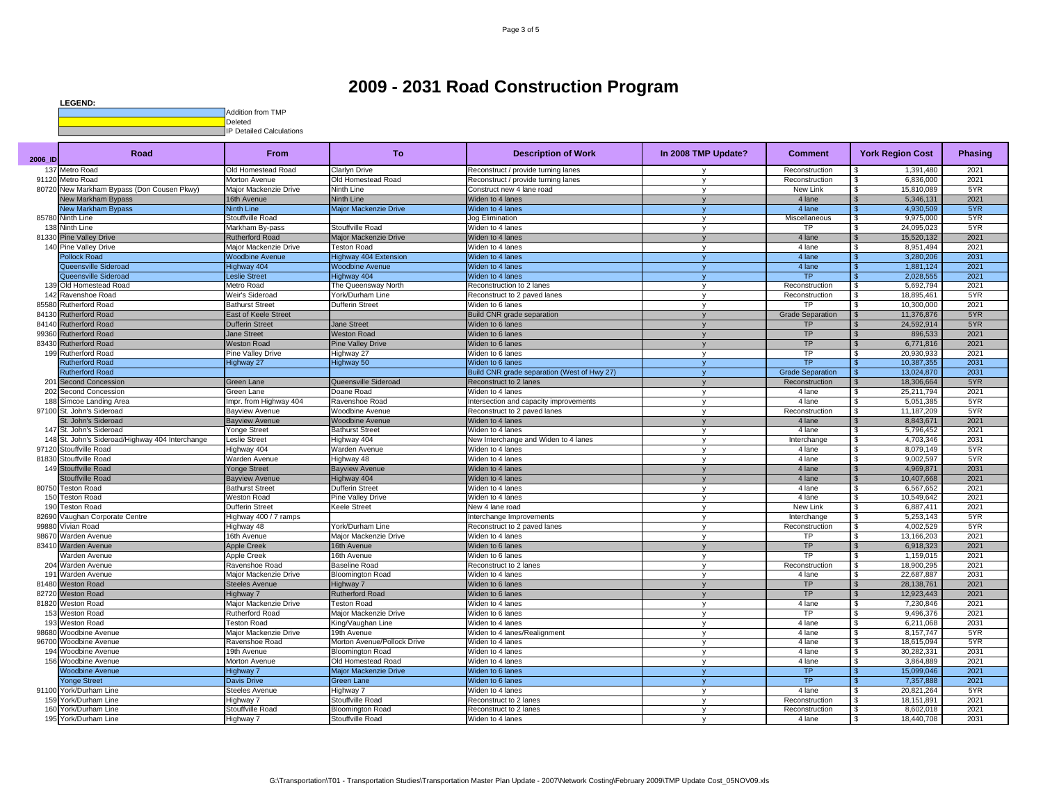# 2009 - 2031 Road Construction Program

**LEGEND:**

| | |
|---|---|
| (blue) | Addition from TMP |
| (yellow) | Deleted |
| (grey) | IP Detailed Calculations |

| 2006_ID | Road | From | To | Description of Work | In 2008 TMP Update? | Comment | York Region Cost | Phasing |
|---|---|---|---|---|---|---|---|---|
| 137 | Metro Road | Old Homestead Road | Clarlyn Drive | Reconstruct / provide turning lanes | y | Reconstruction | $ 1,391,480 | 2021 |
| 91120 | Metro Road | Morton Avenue | Old Homestead Road | Reconstruct / provide turning lanes | y | Reconstruction | $ 6,836,000 | 2021 |
| 80720 | New Markham Bypass (Don Cousen Pkwy) | Major Mackenzie Drive | Ninth Line | Construct new 4 lane road | y | New Link | $ 15,810,089 | 5YR |
| | New Markham Bypass | 16th Avenue | Ninth Line | Widen to 4 lanes | y | 4 lane | $ 5,346,131 | 2021 |
| | New Markham Bypass | Ninth Line | Major Mackenzie Drive | Widen to 4 lanes | y | 4 lane | $ 4,930,509 | 5YR |
| 85780 | Ninth Line | Stouffville Road | | Jog Elimination | y | Miscellaneous | $ 9,975,000 | 5YR |
| 138 | Ninth Line | Markham By-pass | Stouffville Road | Widen to 4 lanes | y | TP | $ 24,095,023 | 5YR |
| 81330 | Pine Valley Drive | Rutherford Road | Major Mackenzie Drive | Widen to 4 lanes | y | 4 lane | $ 15,520,132 | 2021 |
| 140 | Pine Valley Drive | Major Mackenzie Drive | Teston Road | Widen to 4 lanes | y | 4 lane | $ 8,951,494 | 2021 |
| | Pollock Road | Woodbine Avenue | Highway 404 Extension | Widen to 4 lanes | y | 4 lane | $ 3,280,206 | 2031 |
| | Queensville Sideroad | Highway 404 | Woodbine Avenue | Widen to 4 lanes | y | 4 lane | $ 1,881,124 | 2021 |
| | Queensville Sideroad | Leslie Street | Highway 404 | Widen to 4 lanes | y | TP | $ 2,028,555 | 2021 |
| 139 | Old Homestead Road | Metro Road | The Queensway North | Reconstruction to 2 lanes | y | Reconstruction | $ 5,692,794 | 2021 |
| 142 | Ravenshoe Road | Weir's Sideroad | York/Durham Line | Reconstruct to 2 paved lanes | y | Reconstruction | $ 18,895,461 | 5YR |
| 85580 | Rutherford Road | Bathurst Street | Dufferin Street | Widen to 6 lanes | y | TP | $ 10,300,000 | 2021 |
| 84130 | Rutherford Road | East of Keele Street | | Build CNR grade separation | y | Grade Separation | $ 11,376,876 | 5YR |
| 84140 | Rutherford Road | Dufferin Street | Jane Street | Widen to 6 lanes | y | TP | $ 24,592,914 | 5YR |
| 99360 | Rutherford Road | Jane Street | Weston Road | Widen to 6 lanes | y | TP | $ 896,533 | 2021 |
| 83430 | Rutherford Road | Weston Road | Pine Valley Drive | Widen to 6 lanes | y | TP | $ 6,771,816 | 2021 |
| 199 | Rutherford Road | Pine Valley Drive | Highway 27 | Widen to 6 lanes | y | TP | $ 20,930,933 | 2021 |
| | Rutherford Road | Highway 27 | Highway 50 | Widen to 6 lanes | y | TP | $ 10,387,355 | 2031 |
| | Rutherford Road | | | Build CNR grade separation (West of Hwy 27) | y | Grade Separation | $ 13,024,870 | 2031 |
| 201 | Second Concession | Green Lane | Queensville Sideroad | Reconstruct to 2 lanes | y | Reconstruction | $ 18,306,664 | 5YR |
| 202 | Second Concession | Green Lane | Doane Road | Widen to 4 lanes | y | 4 lane | $ 25,211,794 | 2021 |
| 188 | Simcoe Landing Area | Impr. from Highway 404 | Ravenshoe Road | Intersection and capacity improvements | y | 4 lane | $ 5,051,385 | 5YR |
| 97100 | St. John's Sideroad | Bayview Avenue | Woodbine Avenue | Reconstruct to 2 paved lanes | y | Reconstruction | $ 11,187,209 | 5YR |
| | St. John's Sideroad | Bayview Avenue | Woodbine Avenue | Widen to 4 lanes | y | 4 lane | $ 8,843,671 | 2021 |
| 147 | St. John's Sideroad | Yonge Street | Bathurst Street | Widen to 4 lanes | y | 4 lane | $ 5,796,452 | 2021 |
| 148 | St. John's Sideroad/Highway 404 Interchange | Leslie Street | Highway 404 | New Interchange and Widen to 4 lanes | y | Interchange | $ 4,703,346 | 2031 |
| 97120 | Stouffville Road | Highway 404 | Warden Avenue | Widen to 4 lanes | y | 4 lane | $ 8,079,149 | 5YR |
| 81830 | Stouffville Road | Warden Avenue | Highway 48 | Widen to 4 lanes | y | 4 lane | $ 9,002,597 | 5YR |
| 149 | Stouffville Road | Yonge Street | Bayview Avenue | Widen to 4 lanes | y | 4 lane | $ 4,969,871 | 2031 |
| | Stouffville Road | Bayview Avenue | Highway 404 | Widen to 4 lanes | y | 4 lane | $ 10,407,668 | 2021 |
| 80750 | Teston Road | Bathurst Street | Dufferin Street | Widen to 4 lanes | y | 4 lane | $ 6,567,652 | 2021 |
| 150 | Teston Road | Weston Road | Pine Valley Drive | Widen to 4 lanes | y | 4 lane | $ 10,549,642 | 2021 |
| 190 | Teston Road | Dufferin Street | Keele Street | New 4 lane road | y | New Link | $ 6,887,411 | 2021 |
| 82690 | Vaughan Corporate Centre | Highway 400 / 7 ramps | | Interchange Improvements | y | Interchange | $ 5,253,143 | 5YR |
| 99880 | Vivian Road | Highway 48 | York/Durham Line | Reconstruct to 2 paved lanes | y | Reconstruction | $ 4,002,529 | 5YR |
| 98670 | Warden Avenue | 16th Avenue | Major Mackenzie Drive | Widen to 4 lanes | y | TP | $ 13,166,203 | 2021 |
| 83410 | Warden Avenue | Apple Creek | 16th Avenue | Widen to 6 lanes | y | TP | $ 6,918,323 | 2021 |
| | Warden Avenue | Apple Creek | 16th Avenue | Widen to 6 lanes | y | TP | $ 1,159,015 | 2021 |
| 204 | Warden Avenue | Ravenshoe Road | Baseline Road | Reconstruct to 2 lanes | y | Reconstruction | $ 18,900,295 | 2021 |
| 191 | Warden Avenue | Major Mackenzie Drive | Bloomington Road | Widen to 4 lanes | y | 4 lane | $ 22,687,887 | 2031 |
| 81480 | Weston Road | Steeles Avenue | Highway 7 | Widen to 6 lanes | y | TP | $ 28,138,761 | 2021 |
| 82720 | Weston Road | Highway 7 | Rutherford Road | Widen to 6 lanes | y | TP | $ 12,923,443 | 2021 |
| 81820 | Weston Road | Major Mackenzie Drive | Teston Road | Widen to 4 lanes | y | 4 lane | $ 7,230,846 | 2021 |
| 153 | Weston Road | Rutherford Road | Major Mackenzie Drive | Widen to 6 lanes | y | TP | $ 9,496,376 | 2021 |
| 193 | Weston Road | Teston Road | King/Vaughan Line | Widen to 4 lanes | y | 4 lane | $ 6,211,068 | 2031 |
| 98680 | Woodbine Avenue | Major Mackenzie Drive | 19th Avenue | Widen to 4 lanes/Realignment | y | 4 lane | $ 8,157,747 | 5YR |
| 96700 | Woodbine Avenue | Ravenshoe Road | Morton Avenue/Pollock Drive | Widen to 4 lanes | y | 4 lane | $ 18,615,094 | 5YR |
| 194 | Woodbine Avenue | 19th Avenue | Bloomington Road | Widen to 4 lanes | y | 4 lane | $ 30,282,331 | 2031 |
| 156 | Woodbine Avenue | Morton Avenue | Old Homestead Road | Widen to 4 lanes | y | 4 lane | $ 3,864,889 | 2021 |
| | Woodbine Avenue | Highway 7 | Major Mackenzie Drive | Widen to 6 lanes | y | TP | $ 15,099,046 | 2021 |
| | Yonge Street | Davis Drive | Green Lane | Widen to 6 lanes | y | TP | $ 7,357,888 | 2021 |
| 91100 | York/Durham Line | Steeles Avenue | Highway 7 | Widen to 4 lanes | y | 4 lane | $ 20,821,264 | 5YR |
| 159 | York/Durham Line | Highway 7 | Stouffville Road | Reconstruct to 2 lanes | y | Reconstruction | $ 18,151,891 | 2021 |
| 160 | York/Durham Line | Stouffville Road | Bloomington Road | Reconstruct to 2 lanes | y | Reconstruction | $ 8,602,018 | 2021 |
| 195 | York/Durham Line | Highway 7 | Stouffville Road | Widen to 4 lanes | y | 4 lane | $ 18,440,708 | 2031 |

G:\Transportation\T01 - Transportation Studies\Transportation Master Plan Update - 2007\Network Costing\February 2009\TMP Update Cost_05NOV09.xls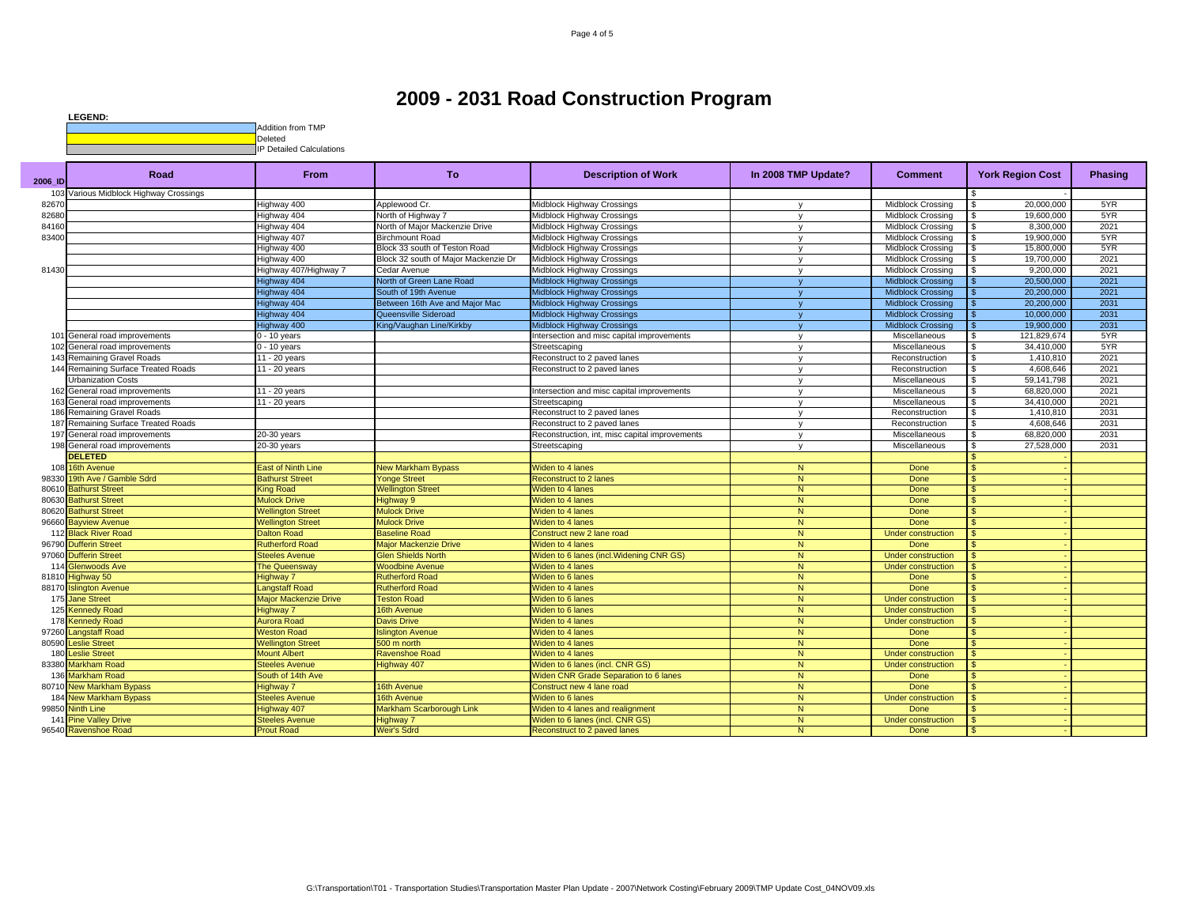# 2009 - 2031 Road Construction Program

**LEGEND:**

- Addition from TMP
- Deleted
- IP Detailed Calculations

| 2006_ID | Road | From | To | Description of Work | In 2008 TMP Update? | Comment | York Region Cost | Phasing |
|---|---|---|---|---|---|---|---|---|
| 103 | Various Midblock Highway Crossings | | | | | | $ - | |
| 82670 | | Highway 400 | Applewood Cr. | Midblock Highway Crossings | y | Midblock Crossing | $ 20,000,000 | 5YR |
| 82680 | | Highway 404 | North of Highway 7 | Midblock Highway Crossings | y | Midblock Crossing | $ 19,600,000 | 5YR |
| 84160 | | Highway 404 | North of Major Mackenzie Drive | Midblock Highway Crossings | y | Midblock Crossing | $ 8,300,000 | 2021 |
| 83400 | | Highway 407 | Birchmount Road | Midblock Highway Crossings | y | Midblock Crossing | $ 19,900,000 | 5YR |
| | | Highway 400 | Block 33 south of Teston Road | Midblock Highway Crossings | y | Midblock Crossing | $ 15,800,000 | 5YR |
| | | Highway 400 | Block 32 south of Major Mackenzie Dr | Midblock Highway Crossings | y | Midblock Crossing | $ 19,700,000 | 2021 |
| 81430 | | Highway 407/Highway 7 | Cedar Avenue | Midblock Highway Crossings | y | Midblock Crossing | $ 9,200,000 | 2021 |
| | | Highway 404 | North of Green Lane Road | Midblock Highway Crossings | y | Midblock Crossing | $ 20,500,000 | 2021 |
| | | Highway 404 | South of 19th Avenue | Midblock Highway Crossings | y | Midblock Crossing | $ 20,200,000 | 2021 |
| | | Highway 404 | Between 16th Ave and Major Mac | Midblock Highway Crossings | y | Midblock Crossing | $ 20,200,000 | 2031 |
| | | Highway 404 | Queensville Sideroad | Midblock Highway Crossings | y | Midblock Crossing | $ 10,000,000 | 2031 |
| | | Highway 400 | King/Vaughan Line/Kirkby | Midblock Highway Crossings | y | Midblock Crossing | $ 19,900,000 | 2031 |
| 101 | General road improvements | 0 - 10 years | | Intersection and misc capital improvements | y | Miscellaneous | $ 121,829,674 | 5YR |
| 102 | General road improvements | 0 - 10 years | | Streetscaping | y | Miscellaneous | $ 34,410,000 | 5YR |
| 143 | Remaining Gravel Roads | 11 - 20 years | | Reconstruct to 2 paved lanes | y | Reconstruction | $ 1,410,810 | 2021 |
| 144 | Remaining Surface Treated Roads | 11 - 20 years | | Reconstruct to 2 paved lanes | y | Reconstruction | $ 4,608,646 | 2021 |
| | Urbanization Costs | | | | y | Miscellaneous | $ 59,141,798 | 2021 |
| 162 | General road improvements | 11 - 20 years | | Intersection and misc capital improvements | y | Miscellaneous | $ 68,820,000 | 2021 |
| 163 | General road improvements | 11 - 20 years | | Streetscaping | y | Miscellaneous | $ 34,410,000 | 2021 |
| 186 | Remaining Gravel Roads | | | Reconstruct to 2 paved lanes | y | Reconstruction | $ 1,410,810 | 2031 |
| 187 | Remaining Surface Treated Roads | | | Reconstruct to 2 paved lanes | y | Reconstruction | $ 4,608,646 | 2031 |
| 197 | General road improvements | 20-30 years | | Reconstruction, int, misc capital improvements | y | Miscellaneous | $ 68,820,000 | 2031 |
| 198 | General road improvements | 20-30 years | | Streetscaping | y | Miscellaneous | $ 27,528,000 | 2031 |
| | **DELETED** | | | | | | $ - | |
| 108 | 16th Avenue | East of Ninth Line | New Markham Bypass | Widen to 4 lanes | N | Done | $ - | |
| 98330 | 19th Ave / Gamble Sdrd | Bathurst Street | Yonge Street | Reconstruct to 2 lanes | N | Done | $ - | |
| 80610 | Bathurst Street | King Road | Wellington Street | Widen to 4 lanes | N | Done | $ - | |
| 80630 | Bathurst Street | Mulock Drive | Highway 9 | Widen to 4 lanes | N | Done | $ - | |
| 80620 | Bathurst Street | Wellington Street | Mulock Drive | Widen to 4 lanes | N | Done | $ - | |
| 96660 | Bayview Avenue | Wellington Street | Mulock Drive | Widen to 4 lanes | N | Done | $ - | |
| 112 | Black River Road | Dalton Road | Baseline Road | Construct new 2 lane road | N | Under construction | $ - | |
| 96790 | Dufferin Street | Rutherford Road | Major Mackenzie Drive | Widen to 4 lanes | N | Done | $ - | |
| 97060 | Dufferin Street | Steeles Avenue | Glen Shields North | Widen to 6 lanes (incl.Widening CNR GS) | N | Under construction | $ - | |
| 114 | Glenwoods Ave | The Queensway | Woodbine Avenue | Widen to 4 lanes | N | Under construction | $ - | |
| 81810 | Highway 50 | Highway 7 | Rutherford Road | Widen to 6 lanes | N | Done | $ - | |
| 88170 | Islington Avenue | Langstaff Road | Rutherford Road | Widen to 4 lanes | N | Done | $ - | |
| 175 | Jane Street | Major Mackenzie Drive | Teston Road | Widen to 6 lanes | N | Under construction | $ - | |
| 125 | Kennedy Road | Highway 7 | 16th Avenue | Widen to 6 lanes | N | Under construction | $ - | |
| 178 | Kennedy Road | Aurora Road | Davis Drive | Widen to 4 lanes | N | Under construction | $ - | |
| 97260 | Langstaff Road | Weston Road | Islington Avenue | Widen to 4 lanes | N | Done | $ - | |
| 80590 | Leslie Street | Wellington Street | 500 m north | Widen to 4 lanes | N | Done | $ - | |
| 180 | Leslie Street | Mount Albert | Ravenshoe Road | Widen to 4 lanes | N | Under construction | $ - | |
| 83380 | Markham Road | Steeles Avenue | Highway 407 | Widen to 6 lanes (incl. CNR GS) | N | Under construction | $ - | |
| 136 | Markham Road | South of 14th Ave | | Widen CNR Grade Separation to 6 lanes | N | Done | $ - | |
| 80710 | New Markham Bypass | Highway 7 | 16th Avenue | Construct new 4 lane road | N | Done | $ - | |
| 184 | New Markham Bypass | Steeles Avenue | 16th Avenue | Widen to 6 lanes | N | Under construction | $ - | |
| 99850 | Ninth Line | Highway 407 | Markham Scarborough Link | Widen to 4 lanes and realignment | N | Done | $ - | |
| 141 | Pine Valley Drive | Steeles Avenue | Highway 7 | Widen to 6 lanes (incl. CNR GS) | N | Under construction | $ - | |
| 96540 | Ravenshoe Road | Prout Road | Weir's Sdrd | Reconstruct to 2 paved lanes | N | Done | $ - | |

G:\Transportation\T01 - Transportation Studies\Transportation Master Plan Update - 2007\Network Costing\February 2009\TMP Update Cost_04NOV09.xls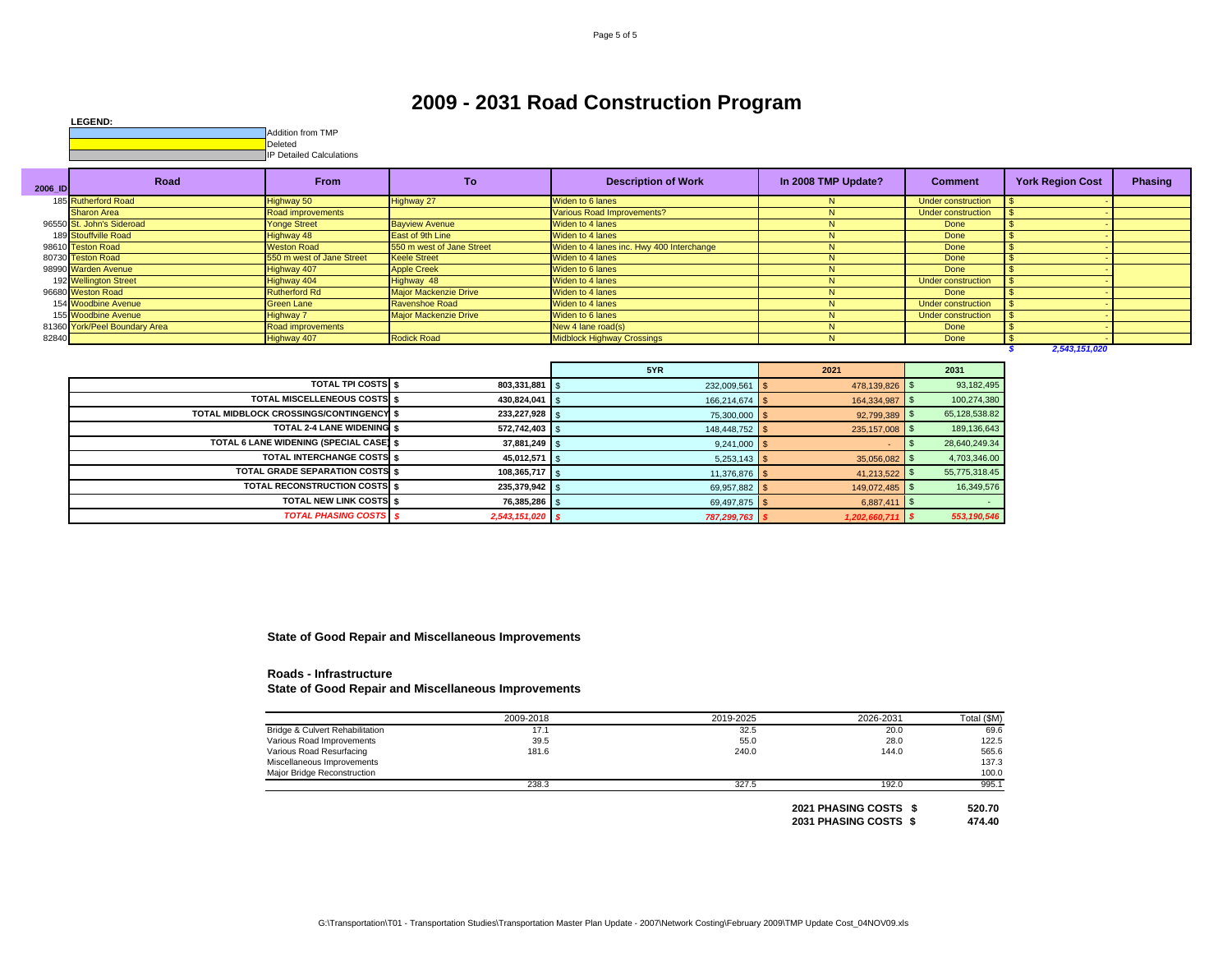# 2009 - 2031 Road Construction Program

**LEGEND:**

- Addition from TMP
- Deleted
- IP Detailed Calculations

| 2006_ID | Road | From | To | Description of Work | In 2008 TMP Update? | Comment | York Region Cost | Phasing |
|---|---|---|---|---|---|---|---|---|
| 185 | Rutherford Road | Highway 50 | Highway 27 | Widen to 6 lanes | N | Under construction | $ - | |
| | Sharon Area | Road improvements | | Various Road Improvements? | N | Under construction | $ - | |
| 96550 | St. John's Sideroad | Yonge Street | Bayview Avenue | Widen to 4 lanes | N | Done | $ - | |
| 189 | Stouffville Road | Highway 48 | East of 9th Line | Widen to 4 lanes | N | Done | $ - | |
| 98610 | Teston Road | Weston Road | 550 m west of Jane Street | Widen to 4 lanes inc. Hwy 400 Interchange | N | Done | $ - | |
| 80730 | Teston Road | 550 m west of Jane Street | Keele Street | Widen to 4 lanes | N | Done | $ - | |
| 98990 | Warden Avenue | Highway 407 | Apple Creek | Widen to 6 lanes | N | Done | $ - | |
| 192 | Wellington Street | Highway 404 | Highway 48 | Widen to 4 lanes | N | Under construction | $ - | |
| 96680 | Weston Road | Rutherford Rd | Major Mackenzie Drive | Widen to 4 lanes | N | Done | $ - | |
| 154 | Woodbine Avenue | Green Lane | Ravenshoe Road | Widen to 4 lanes | N | Under construction | $ - | |
| 155 | Woodbine Avenue | Highway 7 | Major Mackenzie Drive | Widen to 6 lanes | N | Under construction | $ - | |
| 81360 | York/Peel Boundary Area | Road improvements | | New 4 lane road(s) | N | Done | $ - | |
| 82840 | | Highway 407 | Rodick Road | Midblock Highway Crossings | N | Done | $ - | |
| | | | | | | | *$ 2,543,151,020* | |

| | | 5YR | 2021 | 2031 |
|---|---|---|---|---|
| **TOTAL TPI COSTS** | **$ 803,331,881** | $ 232,009,561 | $ 478,139,826 | $ 93,182,495 |
| **TOTAL MISCELLENEOUS COSTS** | **$ 430,824,041** | $ 166,214,674 | $ 164,334,987 | $ 100,274,380 |
| **TOTAL MIDBLOCK CROSSINGS/CONTINGENCY** | **$ 233,227,928** | $ 75,300,000 | $ 92,799,389 | $ 65,128,538.82 |
| **TOTAL 2-4 LANE WIDENING** | **$ 572,742,403** | $ 148,448,752 | $ 235,157,008 | $ 189,136,643 |
| **TOTAL 6 LANE WIDENING (SPECIAL CASE)** | **$ 37,881,249** | $ 9,241,000 | $ - | $ 28,640,249.34 |
| **TOTAL INTERCHANGE COSTS** | **$ 45,012,571** | $ 5,253,143 | $ 35,056,082 | $ 4,703,346.00 |
| **TOTAL GRADE SEPARATION COSTS** | **$ 108,365,717** | $ 11,376,876 | $ 41,213,522 | $ 55,775,318.45 |
| **TOTAL RECONSTRUCTION COSTS** | **$ 235,379,942** | $ 69,957,882 | $ 149,072,485 | $ 16,349,576 |
| **TOTAL NEW LINK COSTS** | **$ 76,385,286** | $ 69,497,875 | $ 6,887,411 | $ - |
| ***TOTAL PHASING COSTS*** | ***$ 2,543,151,020*** | ***$ 787,299,763*** | ***$ 1,202,660,711*** | ***$ 553,190,546*** |

**State of Good Repair and Miscellaneous Improvements**

**Roads - Infrastructure**
**State of Good Repair and Miscellaneous Improvements**

| | 2009-2018 | 2019-2025 | 2026-2031 | Total ($M) |
|---|---|---|---|---|
| Bridge & Culvert Rehabilitation | 17.1 | 32.5 | 20.0 | 69.6 |
| Various Road Improvements | 39.5 | 55.0 | 28.0 | 122.5 |
| Various Road Resurfacing | 181.6 | 240.0 | 144.0 | 565.6 |
| Miscellaneous Improvements | | | | 137.3 |
| Major Bridge Reconstruction | | | | 100.0 |
| | 238.3 | 327.5 | 192.0 | 995.1 |

**2021 PHASING COSTS $ 520.70**
**2031 PHASING COSTS $ 474.40**

G:\Transportation\T01 - Transportation Studies\Transportation Master Plan Update - 2007\Network Costing\February 2009\TMP Update Cost_04NOV09.xls